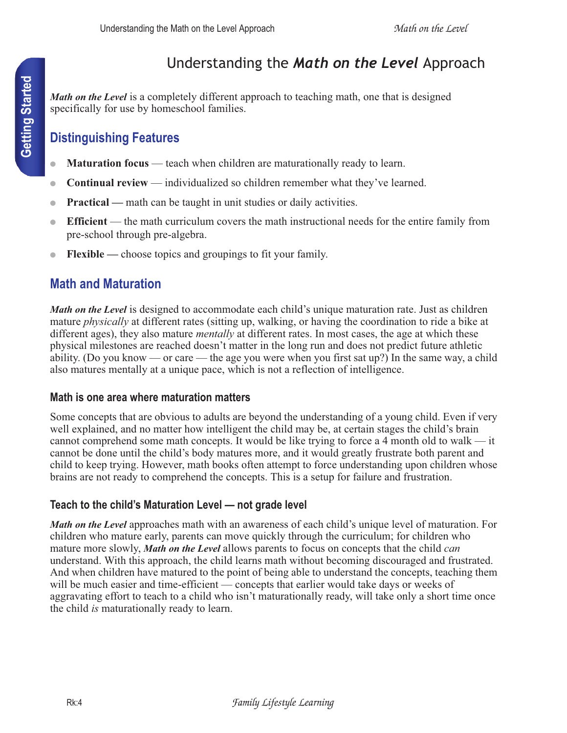# Understanding the *Math on the Level* Approach

***Math on the Level*** is a completely different approach to teaching math, one that is designed specifically for use by homeschool families.

## Distinguishing Features

- **Maturation focus** — teach when children are maturationally ready to learn.
- **Continual review** — individualized so children remember what they've learned.
- **Practical —** math can be taught in unit studies or daily activities.
- **Efficient** — the math curriculum covers the math instructional needs for the entire family from pre-school through pre-algebra.
- **Flexible —** choose topics and groupings to fit your family.

## Math and Maturation

***Math on the Level*** is designed to accommodate each child's unique maturation rate. Just as children mature *physically* at different rates (sitting up, walking, or having the coordination to ride a bike at different ages), they also mature *mentally* at different rates. In most cases, the age at which these physical milestones are reached doesn't matter in the long run and does not predict future athletic ability. (Do you know — or care — the age you were when you first sat up?) In the same way, a child also matures mentally at a unique pace, which is not a reflection of intelligence.

### Math is one area where maturation matters

Some concepts that are obvious to adults are beyond the understanding of a young child. Even if very well explained, and no matter how intelligent the child may be, at certain stages the child's brain cannot comprehend some math concepts. It would be like trying to force a 4 month old to walk — it cannot be done until the child's body matures more, and it would greatly frustrate both parent and child to keep trying. However, math books often attempt to force understanding upon children whose brains are not ready to comprehend the concepts. This is a setup for failure and frustration.

### Teach to the child's Maturation Level — not grade level

***Math on the Level*** approaches math with an awareness of each child's unique level of maturation. For children who mature early, parents can move quickly through the curriculum; for children who mature more slowly, ***Math on the Level*** allows parents to focus on concepts that the child *can* understand. With this approach, the child learns math without becoming discouraged and frustrated. And when children have matured to the point of being able to understand the concepts, teaching them will be much easier and time-efficient — concepts that earlier would take days or weeks of aggravating effort to teach to a child who isn't maturationally ready, will take only a short time once the child *is* maturationally ready to learn.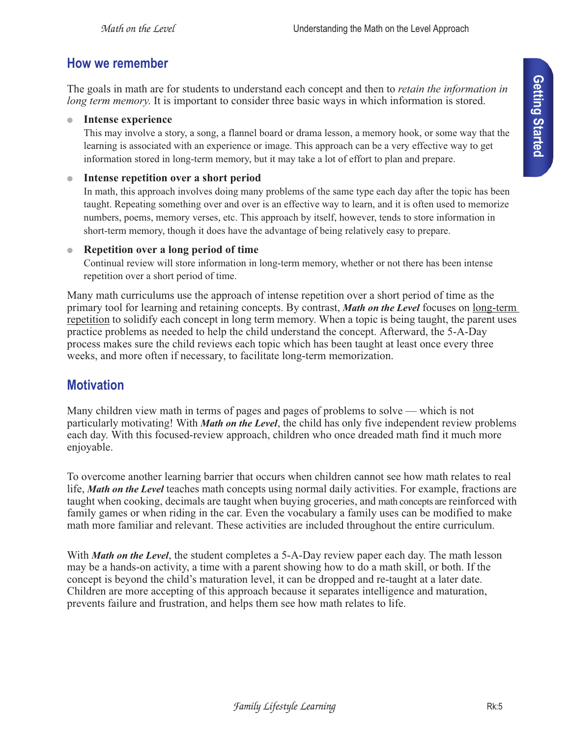## How we remember

The goals in math are for students to understand each concept and then to *retain the information in long term memory.* It is important to consider three basic ways in which information is stored.

- **Intense experience**
  This may involve a story, a song, a flannel board or drama lesson, a memory hook, or some way that the learning is associated with an experience or image. This approach can be a very effective way to get information stored in long-term memory, but it may take a lot of effort to plan and prepare.

- **Intense repetition over a short period**
  In math, this approach involves doing many problems of the same type each day after the topic has been taught. Repeating something over and over is an effective way to learn, and it is often used to memorize numbers, poems, memory verses, etc. This approach by itself, however, tends to store information in short-term memory, though it does have the advantage of being relatively easy to prepare.

- **Repetition over a long period of time**
  Continual review will store information in long-term memory, whether or not there has been intense repetition over a short period of time.

Many math curriculums use the approach of intense repetition over a short period of time as the primary tool for learning and retaining concepts. By contrast, ***Math on the Level*** focuses on long-term repetition to solidify each concept in long term memory. When a topic is being taught, the parent uses practice problems as needed to help the child understand the concept. Afterward, the 5-A-Day process makes sure the child reviews each topic which has been taught at least once every three weeks, and more often if necessary, to facilitate long-term memorization.

## Motivation

Many children view math in terms of pages and pages of problems to solve — which is not particularly motivating! With ***Math on the Level***, the child has only five independent review problems each day. With this focused-review approach, children who once dreaded math find it much more enjoyable.

To overcome another learning barrier that occurs when children cannot see how math relates to real life, ***Math on the Level*** teaches math concepts using normal daily activities. For example, fractions are taught when cooking, decimals are taught when buying groceries, and math concepts are reinforced with family games or when riding in the car. Even the vocabulary a family uses can be modified to make math more familiar and relevant. These activities are included throughout the entire curriculum.

With ***Math on the Level***, the student completes a 5-A-Day review paper each day. The math lesson may be a hands-on activity, a time with a parent showing how to do a math skill, or both. If the concept is beyond the child's maturation level, it can be dropped and re-taught at a later date. Children are more accepting of this approach because it separates intelligence and maturation, prevents failure and frustration, and helps them see how math relates to life.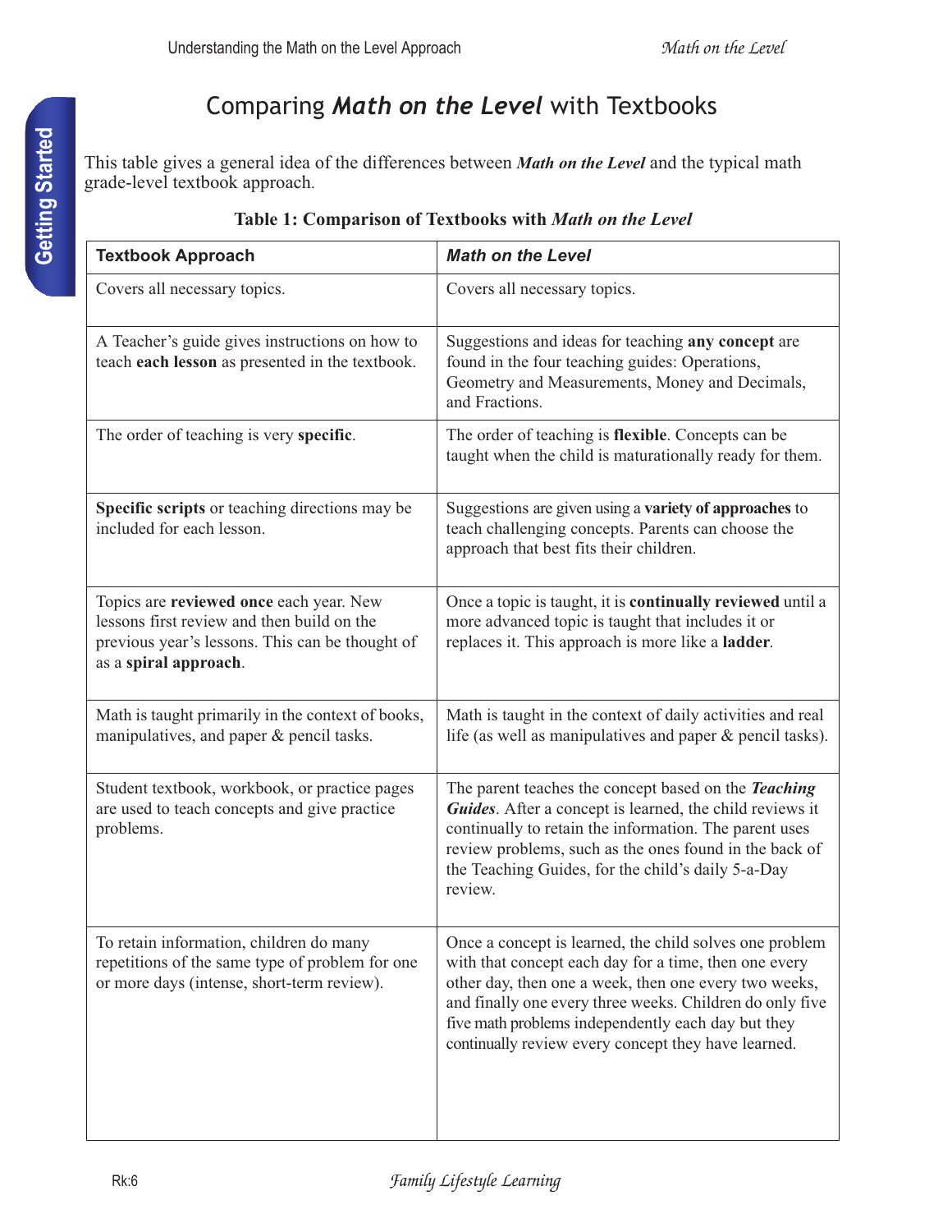# Comparing *Math on the Level* with Textbooks

This table gives a general idea of the differences between ***Math on the Level*** and the typical math grade-level textbook approach.

**Table 1: Comparison of Textbooks with *Math on the Level***

| **Textbook Approach** | ***Math on the Level*** |
|---|---|
| Covers all necessary topics. | Covers all necessary topics. |
| A Teacher's guide gives instructions on how to teach **each lesson** as presented in the textbook. | Suggestions and ideas for teaching **any concept** are found in the four teaching guides: Operations, Geometry and Measurements, Money and Decimals, and Fractions. |
| The order of teaching is very **specific**. | The order of teaching is **flexible**. Concepts can be taught when the child is maturationally ready for them. |
| **Specific scripts** or teaching directions may be included for each lesson. | Suggestions are given using a **variety of approaches** to teach challenging concepts. Parents can choose the approach that best fits their children. |
| Topics are **reviewed once** each year. New lessons first review and then build on the previous year's lessons. This can be thought of as a **spiral approach**. | Once a topic is taught, it is **continually reviewed** until a more advanced topic is taught that includes it or replaces it. This approach is more like a **ladder**. |
| Math is taught primarily in the context of books, manipulatives, and paper & pencil tasks. | Math is taught in the context of daily activities and real life (as well as manipulatives and paper & pencil tasks). |
| Student textbook, workbook, or practice pages are used to teach concepts and give practice problems. | The parent teaches the concept based on the ***Teaching Guides***. After a concept is learned, the child reviews it continually to retain the information. The parent uses review problems, such as the ones found in the back of the Teaching Guides, for the child's daily 5-a-Day review. |
| To retain information, children do many repetitions of the same type of problem for one or more days (intense, short-term review). | Once a concept is learned, the child solves one problem with that concept each day for a time, then one every other day, then one a week, then one every two weeks, and finally one every three weeks. Children do only five five math problems independently each day but they continually review every concept they have learned. |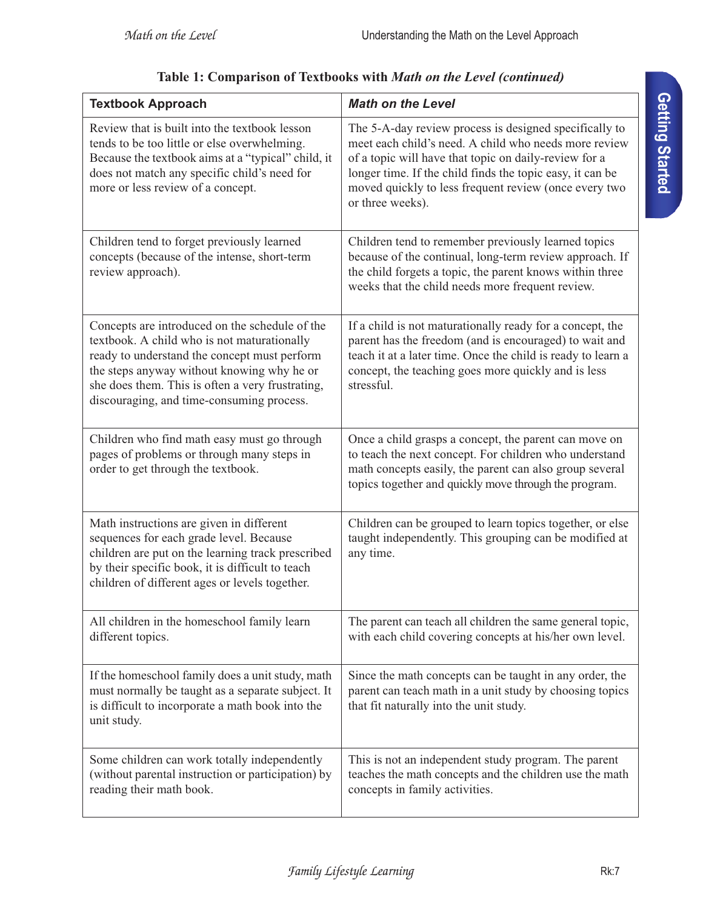**Table 1: Comparison of Textbooks with *Math on the Level* (continued)**

| **Textbook Approach** | ***Math on the Level*** |
|---|---|
| Review that is built into the textbook lesson tends to be too little or else overwhelming. Because the textbook aims at a "typical" child, it does not match any specific child's need for more or less review of a concept. | The 5-A-day review process is designed specifically to meet each child's need. A child who needs more review of a topic will have that topic on daily-review for a longer time. If the child finds the topic easy, it can be moved quickly to less frequent review (once every two or three weeks). |
| Children tend to forget previously learned concepts (because of the intense, short-term review approach). | Children tend to remember previously learned topics because of the continual, long-term review approach. If the child forgets a topic, the parent knows within three weeks that the child needs more frequent review. |
| Concepts are introduced on the schedule of the textbook. A child who is not maturationally ready to understand the concept must perform the steps anyway without knowing why he or she does them. This is often a very frustrating, discouraging, and time-consuming process. | If a child is not maturationally ready for a concept, the parent has the freedom (and is encouraged) to wait and teach it at a later time. Once the child is ready to learn a concept, the teaching goes more quickly and is less stressful. |
| Children who find math easy must go through pages of problems or through many steps in order to get through the textbook. | Once a child grasps a concept, the parent can move on to teach the next concept. For children who understand math concepts easily, the parent can also group several topics together and quickly move through the program. |
| Math instructions are given in different sequences for each grade level. Because children are put on the learning track prescribed by their specific book, it is difficult to teach children of different ages or levels together. | Children can be grouped to learn topics together, or else taught independently. This grouping can be modified at any time. |
| All children in the homeschool family learn different topics. | The parent can teach all children the same general topic, with each child covering concepts at his/her own level. |
| If the homeschool family does a unit study, math must normally be taught as a separate subject. It is difficult to incorporate a math book into the unit study. | Since the math concepts can be taught in any order, the parent can teach math in a unit study by choosing topics that fit naturally into the unit study. |
| Some children can work totally independently (without parental instruction or participation) by reading their math book. | This is not an independent study program. The parent teaches the math concepts and the children use the math concepts in family activities. |